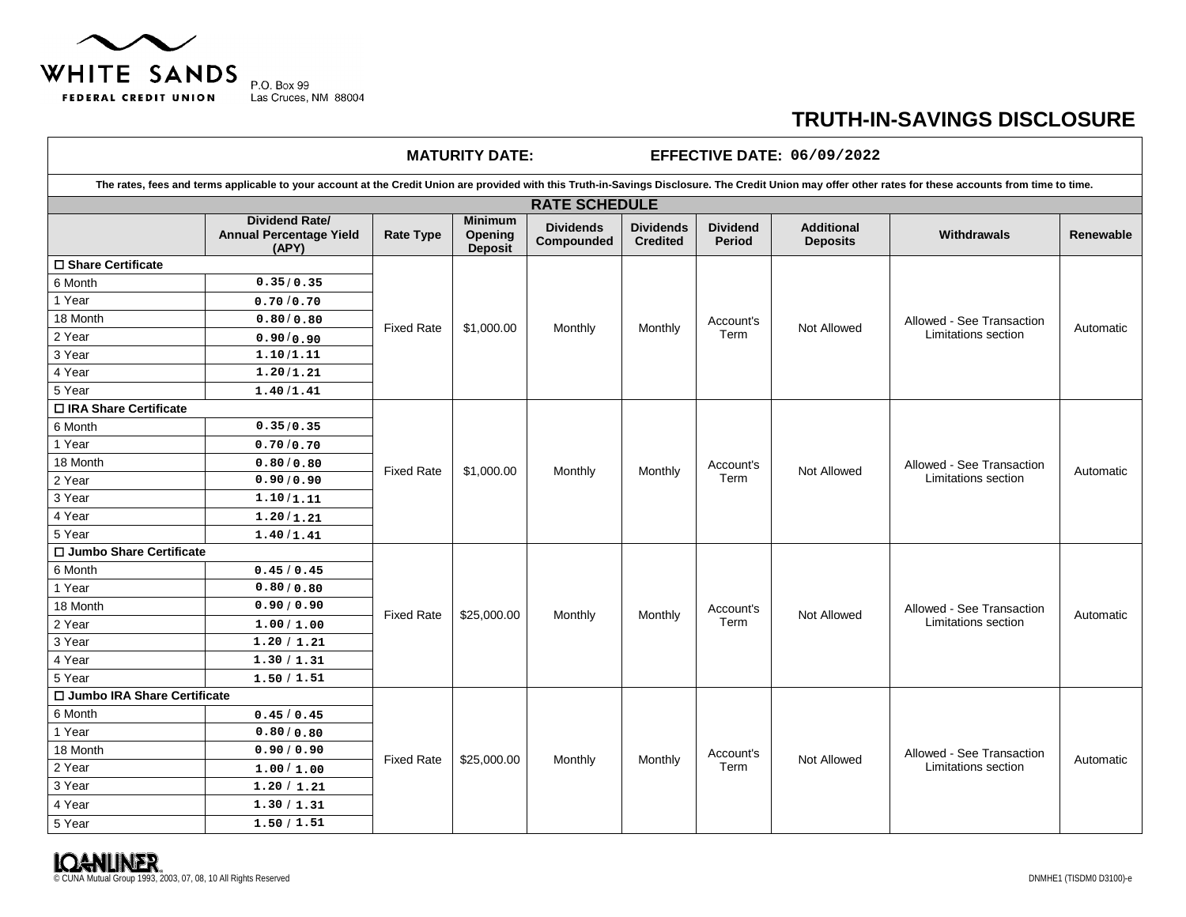WHITE SANDS

FEDERAL CREDIT UNION

P.O. Box 99
Las Cruces, NM 88004

# TRUTH-IN-SAVINGS DISCLOSURE

**MATURITY DATE:** **EFFECTIVE DATE:** 06/09/2022

**The rates, fees and terms applicable to your account at the Credit Union are provided with this Truth-in-Savings Disclosure. The Credit Union may offer other rates for these accounts from time to time.**

## RATE SCHEDULE

| | Dividend Rate/ Annual Percentage Yield (APY) | Rate Type | Minimum Opening Deposit | Dividends Compounded | Dividends Credited | Dividend Period | Additional Deposits | Withdrawals | Renewable |
|---|---|---|---|---|---|---|---|---|---|
| ☐ **Share Certificate** | | Fixed Rate | $1,000.00 | Monthly | Monthly | Account's Term | Not Allowed | Allowed - See Transaction Limitations section | Automatic |
| 6 Month | 0.35 / 0.35 | | | | | | | | |
| 1 Year | 0.70 / 0.70 | | | | | | | | |
| 18 Month | 0.80 / 0.80 | | | | | | | | |
| 2 Year | 0.90 / 0.90 | | | | | | | | |
| 3 Year | 1.10 / 1.11 | | | | | | | | |
| 4 Year | 1.20 / 1.21 | | | | | | | | |
| 5 Year | 1.40 / 1.41 | | | | | | | | |
| ☐ **IRA Share Certificate** | | Fixed Rate | $1,000.00 | Monthly | Monthly | Account's Term | Not Allowed | Allowed - See Transaction Limitations section | Automatic |
| 6 Month | 0.35 / 0.35 | | | | | | | | |
| 1 Year | 0.70 / 0.70 | | | | | | | | |
| 18 Month | 0.80 / 0.80 | | | | | | | | |
| 2 Year | 0.90 / 0.90 | | | | | | | | |
| 3 Year | 1.10 / 1.11 | | | | | | | | |
| 4 Year | 1.20 / 1.21 | | | | | | | | |
| 5 Year | 1.40 / 1.41 | | | | | | | | |
| ☐ **Jumbo Share Certificate** | | Fixed Rate | $25,000.00 | Monthly | Monthly | Account's Term | Not Allowed | Allowed - See Transaction Limitations section | Automatic |
| 6 Month | 0.45 / 0.45 | | | | | | | | |
| 1 Year | 0.80 / 0.80 | | | | | | | | |
| 18 Month | 0.90 / 0.90 | | | | | | | | |
| 2 Year | 1.00 / 1.00 | | | | | | | | |
| 3 Year | 1.20 / 1.21 | | | | | | | | |
| 4 Year | 1.30 / 1.31 | | | | | | | | |
| 5 Year | 1.50 / 1.51 | | | | | | | | |
| ☐ **Jumbo IRA Share Certificate** | | Fixed Rate | $25,000.00 | Monthly | Monthly | Account's Term | Not Allowed | Allowed - See Transaction Limitations section | Automatic |
| 6 Month | 0.45 / 0.45 | | | | | | | | |
| 1 Year | 0.80 / 0.80 | | | | | | | | |
| 18 Month | 0.90 / 0.90 | | | | | | | | |
| 2 Year | 1.00 / 1.00 | | | | | | | | |
| 3 Year | 1.20 / 1.21 | | | | | | | | |
| 4 Year | 1.30 / 1.31 | | | | | | | | |
| 5 Year | 1.50 / 1.51 | | | | | | | | |

LOANLINER
© CUNA Mutual Group 1993, 2003, 07, 08, 10 All Rights Reserved

DNMHE1 (TISDM0 D3100)-e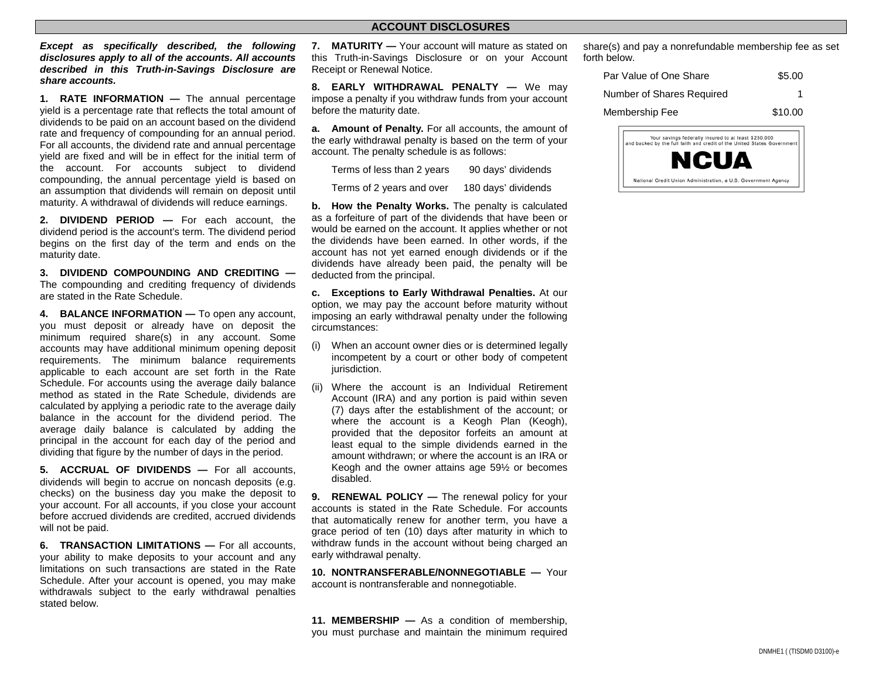## ACCOUNT DISCLOSURES

***Except as specifically described, the following disclosures apply to all of the accounts. All accounts described in this Truth-in-Savings Disclosure are share accounts.***

**1. RATE INFORMATION —** The annual percentage yield is a percentage rate that reflects the total amount of dividends to be paid on an account based on the dividend rate and frequency of compounding for an annual period. For all accounts, the dividend rate and annual percentage yield are fixed and will be in effect for the initial term of the account. For accounts subject to dividend compounding, the annual percentage yield is based on an assumption that dividends will remain on deposit until maturity. A withdrawal of dividends will reduce earnings.

**2. DIVIDEND PERIOD —** For each account, the dividend period is the account's term. The dividend period begins on the first day of the term and ends on the maturity date.

**3. DIVIDEND COMPOUNDING AND CREDITING —** The compounding and crediting frequency of dividends are stated in the Rate Schedule.

**4. BALANCE INFORMATION —** To open any account, you must deposit or already have on deposit the minimum required share(s) in any account. Some accounts may have additional minimum opening deposit requirements. The minimum balance requirements applicable to each account are set forth in the Rate Schedule. For accounts using the average daily balance method as stated in the Rate Schedule, dividends are calculated by applying a periodic rate to the average daily balance in the account for the dividend period. The average daily balance is calculated by adding the principal in the account for each day of the period and dividing that figure by the number of days in the period.

**5. ACCRUAL OF DIVIDENDS —** For all accounts, dividends will begin to accrue on noncash deposits (e.g. checks) on the business day you make the deposit to your account. For all accounts, if you close your account before accrued dividends are credited, accrued dividends will not be paid.

**6. TRANSACTION LIMITATIONS —** For all accounts, your ability to make deposits to your account and any limitations on such transactions are stated in the Rate Schedule. After your account is opened, you may make withdrawals subject to the early withdrawal penalties stated below.

**7. MATURITY —** Your account will mature as stated on this Truth-in-Savings Disclosure or on your Account Receipt or Renewal Notice.

**8. EARLY WITHDRAWAL PENALTY —** We may impose a penalty if you withdraw funds from your account before the maturity date.

**a. Amount of Penalty.** For all accounts, the amount of the early withdrawal penalty is based on the term of your account. The penalty schedule is as follows:

| | |
|---|---|
| Terms of less than 2 years | 90 days' dividends |
| Terms of 2 years and over | 180 days' dividends |

**b. How the Penalty Works.** The penalty is calculated as a forfeiture of part of the dividends that have been or would be earned on the account. It applies whether or not the dividends have been earned. In other words, if the account has not yet earned enough dividends or if the dividends have already been paid, the penalty will be deducted from the principal.

**c. Exceptions to Early Withdrawal Penalties.** At our option, we may pay the account before maturity without imposing an early withdrawal penalty under the following circumstances:

(i) When an account owner dies or is determined legally incompetent by a court or other body of competent jurisdiction.

(ii) Where the account is an Individual Retirement Account (IRA) and any portion is paid within seven (7) days after the establishment of the account; or where the account is a Keogh Plan (Keogh), provided that the depositor forfeits an amount at least equal to the simple dividends earned in the amount withdrawn; or where the account is an IRA or Keogh and the owner attains age 59½ or becomes disabled.

**9. RENEWAL POLICY —** The renewal policy for your accounts is stated in the Rate Schedule. For accounts that automatically renew for another term, you have a grace period of ten (10) days after maturity in which to withdraw funds in the account without being charged an early withdrawal penalty.

**10. NONTRANSFERABLE/NONNEGOTIABLE —** Your account is nontransferable and nonnegotiable.

**11. MEMBERSHIP —** As a condition of membership, you must purchase and maintain the minimum required share(s) and pay a nonrefundable membership fee as set forth below.

| | |
|---|---|
| Par Value of One Share | $5.00 |
| Number of Shares Required | 1 |
| Membership Fee | $10.00 |

Your savings federally insured to at least $250,000 and backed by the full faith and credit of the United States Government

**NCUA**

National Credit Union Administration, a U.S. Government Agency

DNMHE1 ( (TISDM0 D3100)-e